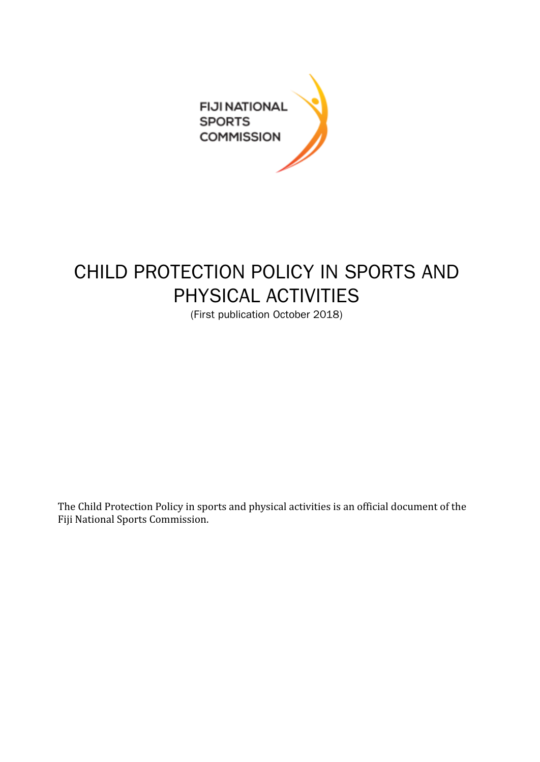FIJI NATIONAL SPORTS COMMISSION

# CHILD PROTECTION POLICY IN SPORTS AND PHYSICAL ACTIVITIES

(First publication October 2018)

The Child Protection Policy in sports and physical activities is an official document of the Fiji National Sports Commission.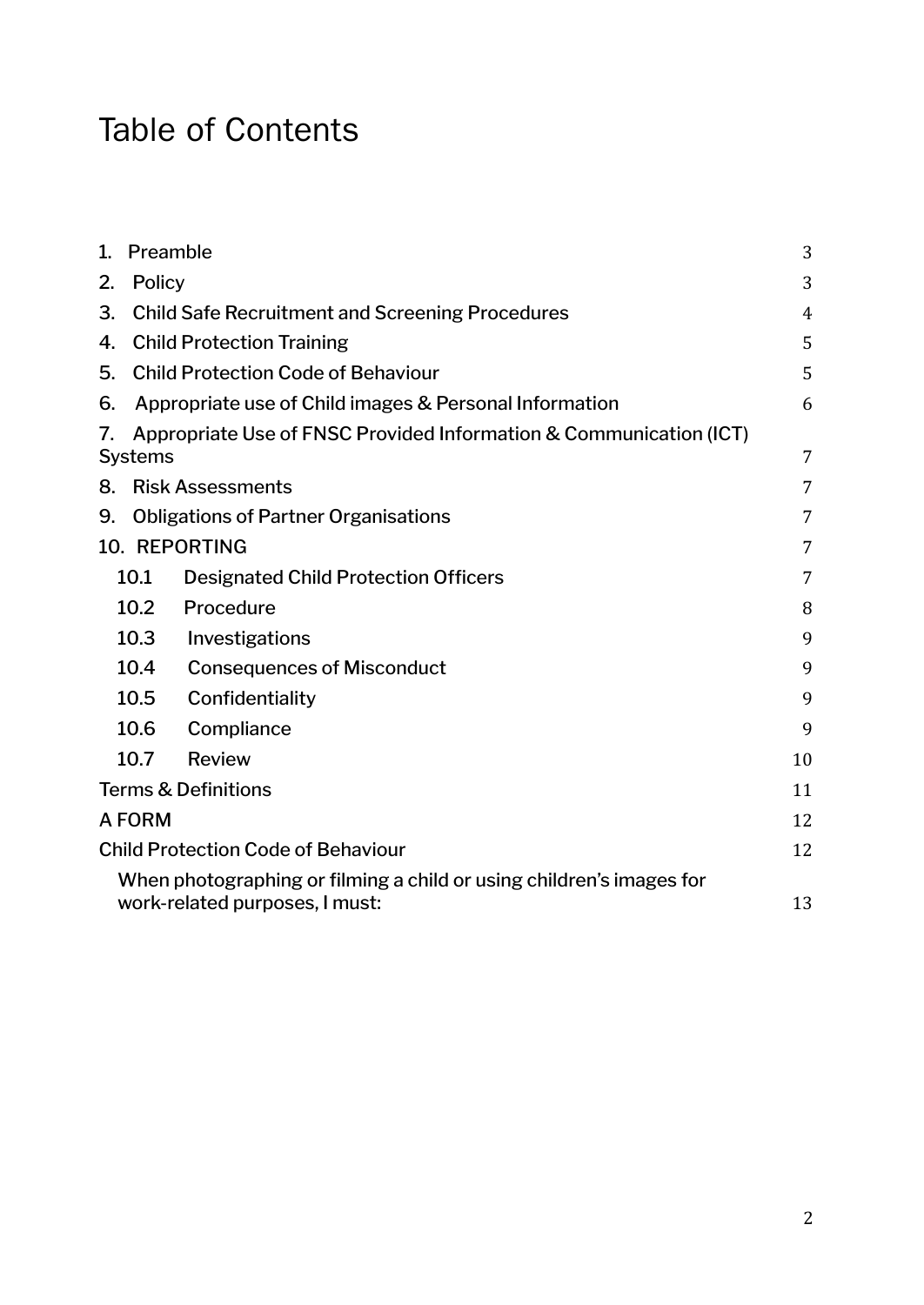# Table of Contents

| | |
|---|---|
| 1. Preamble | 3 |
| 2. Policy | 3 |
| 3. Child Safe Recruitment and Screening Procedures | 4 |
| 4. Child Protection Training | 5 |
| 5. Child Protection Code of Behaviour | 5 |
| 6. Appropriate use of Child images & Personal Information | 6 |
| 7. Appropriate Use of FNSC Provided Information & Communication (ICT) Systems | 7 |
| 8. Risk Assessments | 7 |
| 9. Obligations of Partner Organisations | 7 |
| 10. REPORTING | 7 |
| 10.1 Designated Child Protection Officers | 7 |
| 10.2 Procedure | 8 |
| 10.3 Investigations | 9 |
| 10.4 Consequences of Misconduct | 9 |
| 10.5 Confidentiality | 9 |
| 10.6 Compliance | 9 |
| 10.7 Review | 10 |
| Terms & Definitions | 11 |
| A FORM | 12 |
| Child Protection Code of Behaviour | 12 |
| When photographing or filming a child or using children's images for work-related purposes, I must: | 13 |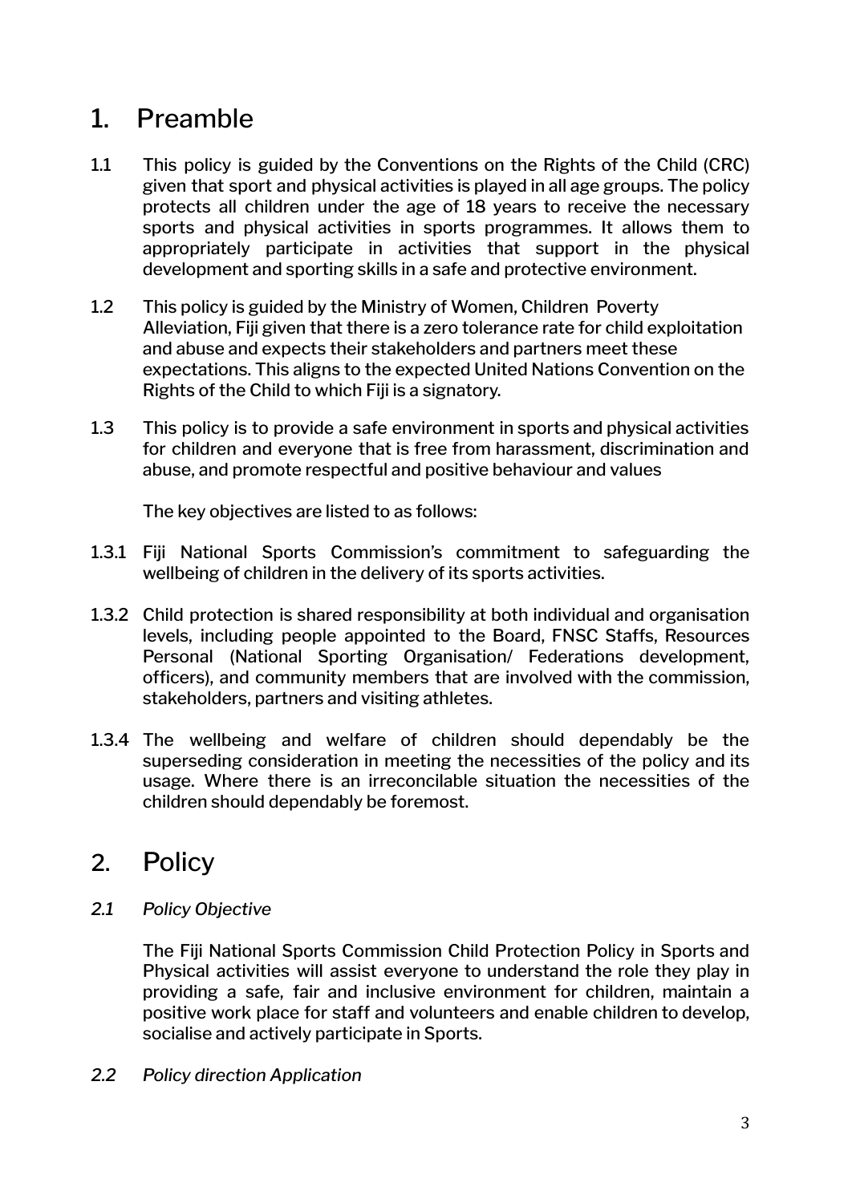# 1. Preamble

1.1 This policy is guided by the Conventions on the Rights of the Child (CRC) given that sport and physical activities is played in all age groups. The policy protects all children under the age of 18 years to receive the necessary sports and physical activities in sports programmes. It allows them to appropriately participate in activities that support in the physical development and sporting skills in a safe and protective environment.

1.2 This policy is guided by the Ministry of Women, Children Poverty Alleviation, Fiji given that there is a zero tolerance rate for child exploitation and abuse and expects their stakeholders and partners meet these expectations. This aligns to the expected United Nations Convention on the Rights of the Child to which Fiji is a signatory.

1.3 This policy is to provide a safe environment in sports and physical activities for children and everyone that is free from harassment, discrimination and abuse, and promote respectful and positive behaviour and values

The key objectives are listed to as follows:

1.3.1 Fiji National Sports Commission's commitment to safeguarding the wellbeing of children in the delivery of its sports activities.

1.3.2 Child protection is shared responsibility at both individual and organisation levels, including people appointed to the Board, FNSC Staffs, Resources Personal (National Sporting Organisation/ Federations development, officers), and community members that are involved with the commission, stakeholders, partners and visiting athletes.

1.3.4 The wellbeing and welfare of children should dependably be the superseding consideration in meeting the necessities of the policy and its usage. Where there is an irreconcilable situation the necessities of the children should dependably be foremost.

# 2. Policy

*2.1 Policy Objective*

The Fiji National Sports Commission Child Protection Policy in Sports and Physical activities will assist everyone to understand the role they play in providing a safe, fair and inclusive environment for children, maintain a positive work place for staff and volunteers and enable children to develop, socialise and actively participate in Sports.

*2.2 Policy direction Application*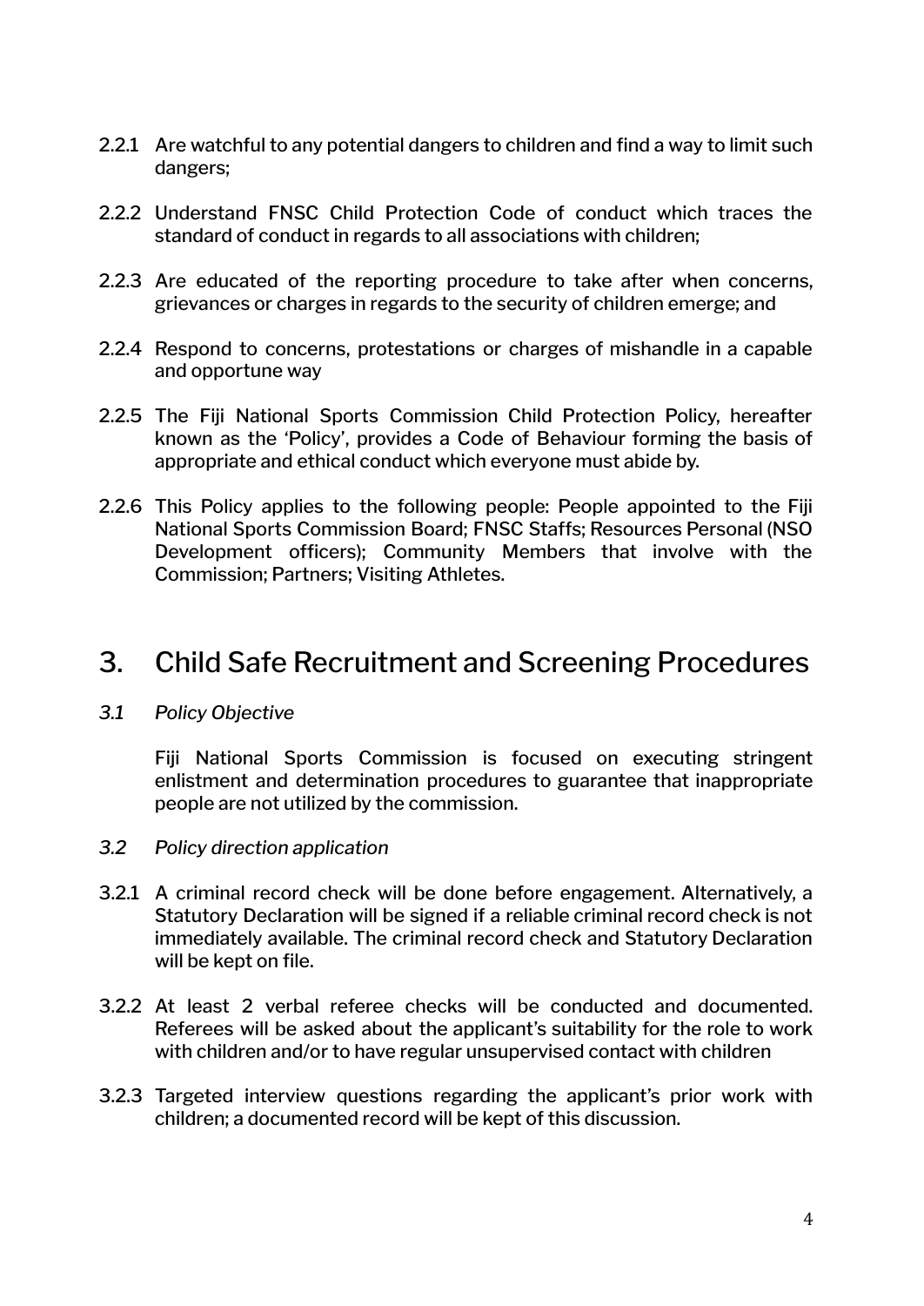2.2.1 Are watchful to any potential dangers to children and find a way to limit such dangers;

2.2.2 Understand FNSC Child Protection Code of conduct which traces the standard of conduct in regards to all associations with children;

2.2.3 Are educated of the reporting procedure to take after when concerns, grievances or charges in regards to the security of children emerge; and

2.2.4 Respond to concerns, protestations or charges of mishandle in a capable and opportune way

2.2.5 The Fiji National Sports Commission Child Protection Policy, hereafter known as the 'Policy', provides a Code of Behaviour forming the basis of appropriate and ethical conduct which everyone must abide by.

2.2.6 This Policy applies to the following people: People appointed to the Fiji National Sports Commission Board; FNSC Staffs; Resources Personal (NSO Development officers); Community Members that involve with the Commission; Partners; Visiting Athletes.

# 3. Child Safe Recruitment and Screening Procedures

*3.1 Policy Objective*

Fiji National Sports Commission is focused on executing stringent enlistment and determination procedures to guarantee that inappropriate people are not utilized by the commission.

*3.2 Policy direction application*

3.2.1 A criminal record check will be done before engagement. Alternatively, a Statutory Declaration will be signed if a reliable criminal record check is not immediately available. The criminal record check and Statutory Declaration will be kept on file.

3.2.2 At least 2 verbal referee checks will be conducted and documented. Referees will be asked about the applicant's suitability for the role to work with children and/or to have regular unsupervised contact with children

3.2.3 Targeted interview questions regarding the applicant's prior work with children; a documented record will be kept of this discussion.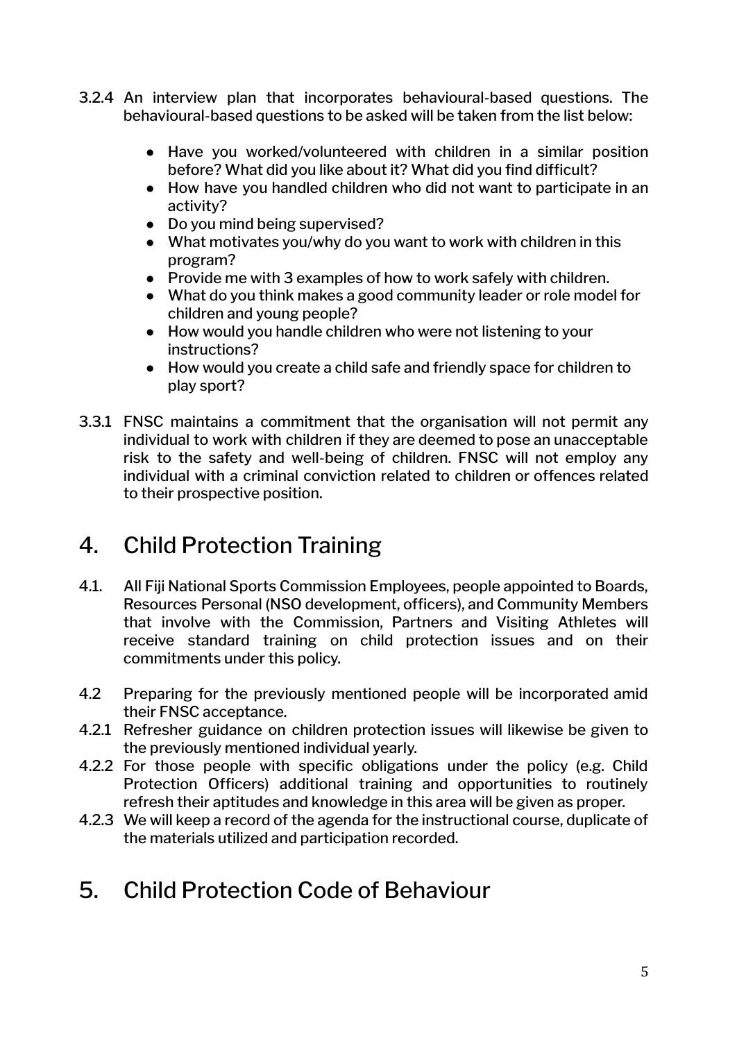3.2.4 An interview plan that incorporates behavioural-based questions. The behavioural-based questions to be asked will be taken from the list below:

- Have you worked/volunteered with children in a similar position before? What did you like about it? What did you find difficult?
- How have you handled children who did not want to participate in an activity?
- Do you mind being supervised?
- What motivates you/why do you want to work with children in this program?
- Provide me with 3 examples of how to work safely with children.
- What do you think makes a good community leader or role model for children and young people?
- How would you handle children who were not listening to your instructions?
- How would you create a child safe and friendly space for children to play sport?

3.3.1 FNSC maintains a commitment that the organisation will not permit any individual to work with children if they are deemed to pose an unacceptable risk to the safety and well-being of children. FNSC will not employ any individual with a criminal conviction related to children or offences related to their prospective position.

# 4. Child Protection Training

4.1. All Fiji National Sports Commission Employees, people appointed to Boards, Resources Personal (NSO development, officers), and Community Members that involve with the Commission, Partners and Visiting Athletes will receive standard training on child protection issues and on their commitments under this policy.

4.2 Preparing for the previously mentioned people will be incorporated amid their FNSC acceptance.

4.2.1 Refresher guidance on children protection issues will likewise be given to the previously mentioned individual yearly.

4.2.2 For those people with specific obligations under the policy (e.g. Child Protection Officers) additional training and opportunities to routinely refresh their aptitudes and knowledge in this area will be given as proper.

4.2.3 We will keep a record of the agenda for the instructional course, duplicate of the materials utilized and participation recorded.

# 5. Child Protection Code of Behaviour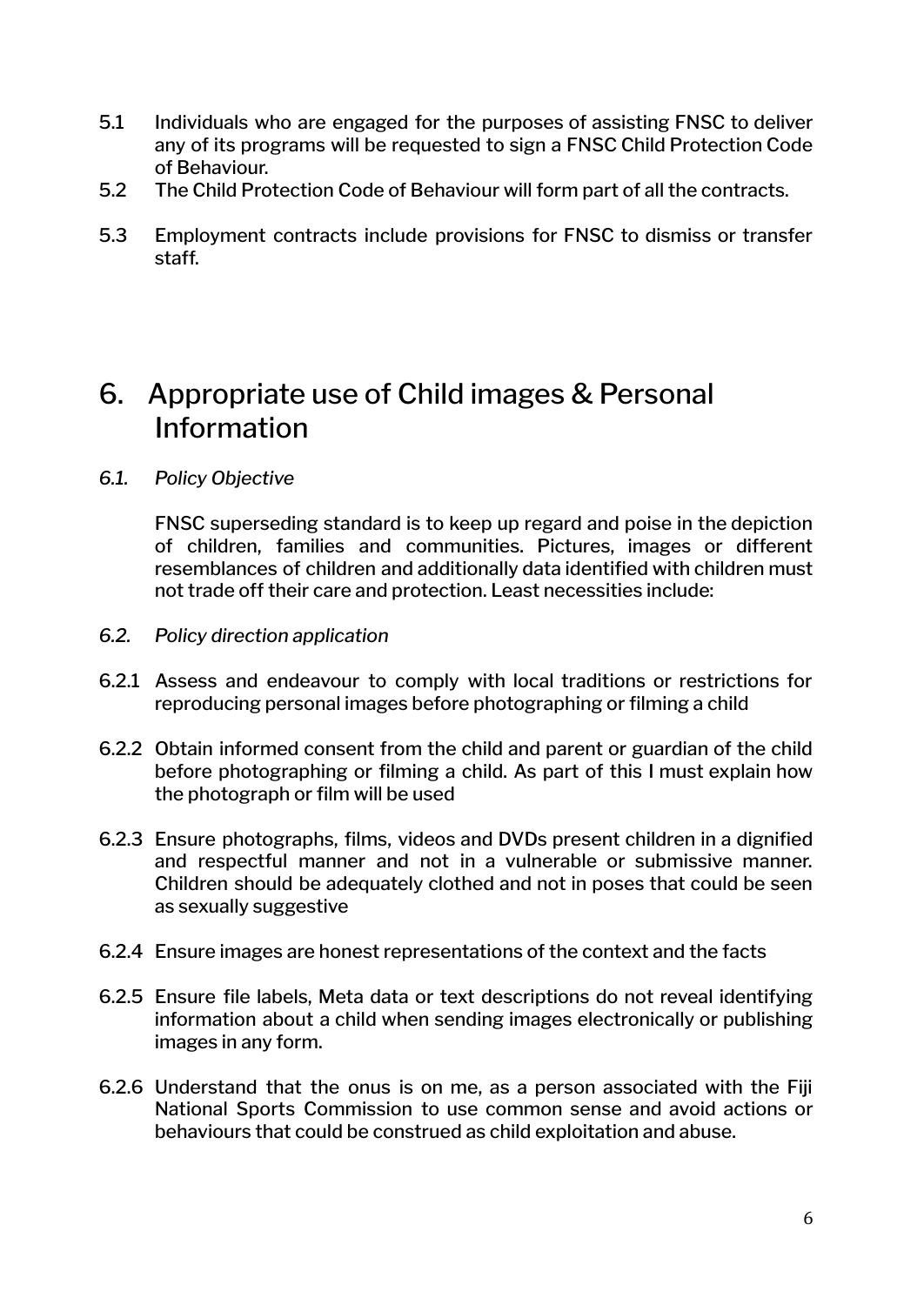5.1 Individuals who are engaged for the purposes of assisting FNSC to deliver any of its programs will be requested to sign a FNSC Child Protection Code of Behaviour.

5.2 The Child Protection Code of Behaviour will form part of all the contracts.

5.3 Employment contracts include provisions for FNSC to dismiss or transfer staff.

# 6. Appropriate use of Child images & Personal Information

*6.1. Policy Objective*

FNSC superseding standard is to keep up regard and poise in the depiction of children, families and communities. Pictures, images or different resemblances of children and additionally data identified with children must not trade off their care and protection. Least necessities include:

*6.2. Policy direction application*

6.2.1 Assess and endeavour to comply with local traditions or restrictions for reproducing personal images before photographing or filming a child

6.2.2 Obtain informed consent from the child and parent or guardian of the child before photographing or filming a child. As part of this I must explain how the photograph or film will be used

6.2.3 Ensure photographs, films, videos and DVDs present children in a dignified and respectful manner and not in a vulnerable or submissive manner. Children should be adequately clothed and not in poses that could be seen as sexually suggestive

6.2.4 Ensure images are honest representations of the context and the facts

6.2.5 Ensure file labels, Meta data or text descriptions do not reveal identifying information about a child when sending images electronically or publishing images in any form.

6.2.6 Understand that the onus is on me, as a person associated with the Fiji National Sports Commission to use common sense and avoid actions or behaviours that could be construed as child exploitation and abuse.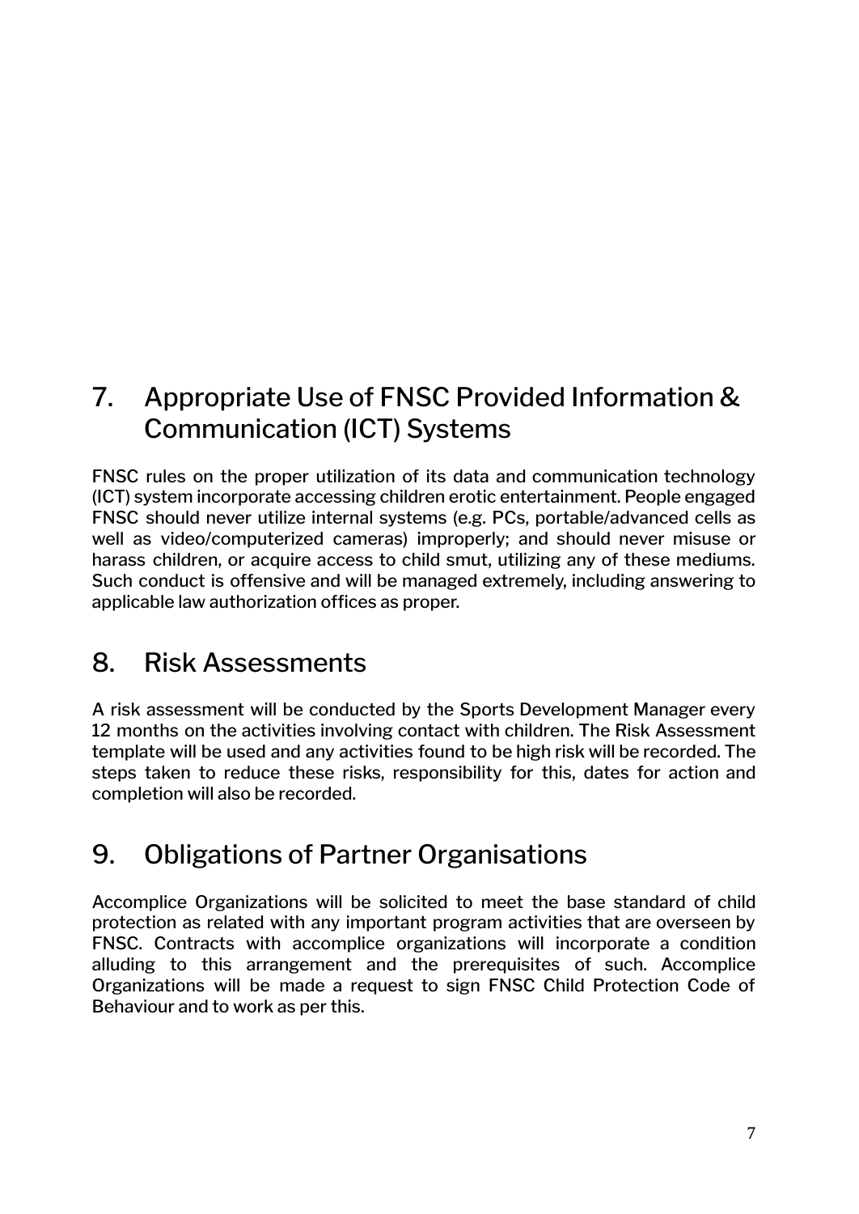## 7. Appropriate Use of FNSC Provided Information & Communication (ICT) Systems

FNSC rules on the proper utilization of its data and communication technology (ICT) system incorporate accessing children erotic entertainment. People engaged FNSC should never utilize internal systems (e.g. PCs, portable/advanced cells as well as video/computerized cameras) improperly; and should never misuse or harass children, or acquire access to child smut, utilizing any of these mediums. Such conduct is offensive and will be managed extremely, including answering to applicable law authorization offices as proper.

## 8. Risk Assessments

A risk assessment will be conducted by the Sports Development Manager every 12 months on the activities involving contact with children. The Risk Assessment template will be used and any activities found to be high risk will be recorded. The steps taken to reduce these risks, responsibility for this, dates for action and completion will also be recorded.

## 9. Obligations of Partner Organisations

Accomplice Organizations will be solicited to meet the base standard of child protection as related with any important program activities that are overseen by FNSC. Contracts with accomplice organizations will incorporate a condition alluding to this arrangement and the prerequisites of such. Accomplice Organizations will be made a request to sign FNSC Child Protection Code of Behaviour and to work as per this.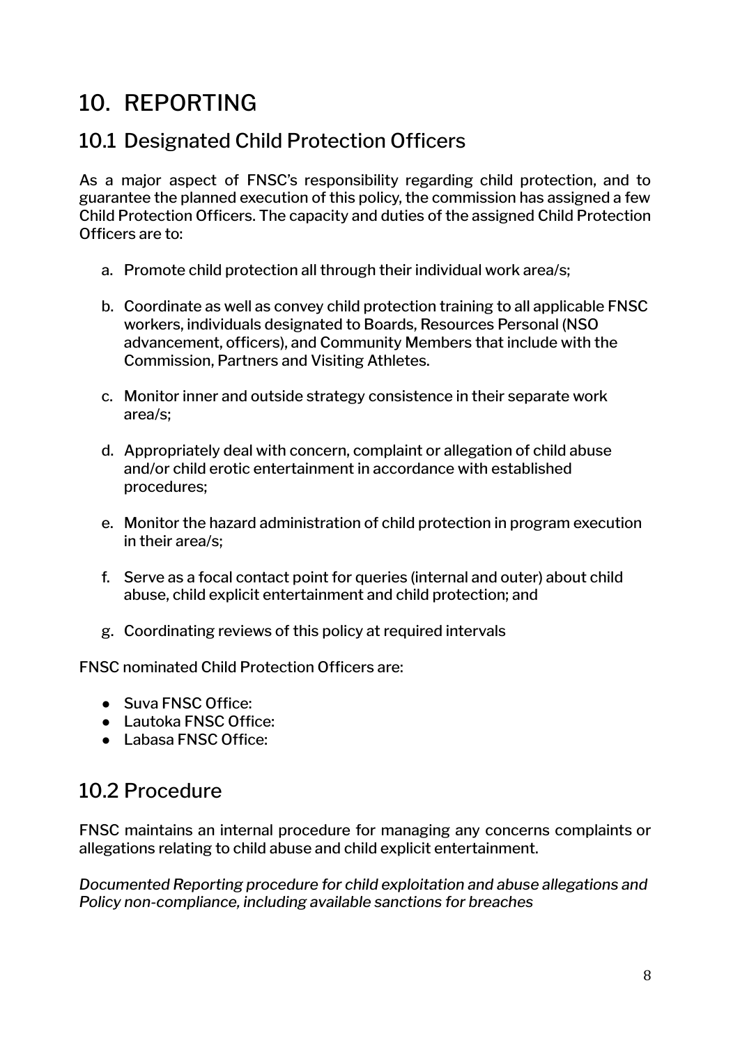# 10. REPORTING

## 10.1 Designated Child Protection Officers

As a major aspect of FNSC's responsibility regarding child protection, and to guarantee the planned execution of this policy, the commission has assigned a few Child Protection Officers. The capacity and duties of the assigned Child Protection Officers are to:

a. Promote child protection all through their individual work area/s;

b. Coordinate as well as convey child protection training to all applicable FNSC workers, individuals designated to Boards, Resources Personal (NSO advancement, officers), and Community Members that include with the Commission, Partners and Visiting Athletes.

c. Monitor inner and outside strategy consistence in their separate work area/s;

d. Appropriately deal with concern, complaint or allegation of child abuse and/or child erotic entertainment in accordance with established procedures;

e. Monitor the hazard administration of child protection in program execution in their area/s;

f. Serve as a focal contact point for queries (internal and outer) about child abuse, child explicit entertainment and child protection; and

g. Coordinating reviews of this policy at required intervals

FNSC nominated Child Protection Officers are:

- Suva FNSC Office:
- Lautoka FNSC Office:
- Labasa FNSC Office:

## 10.2 Procedure

FNSC maintains an internal procedure for managing any concerns complaints or allegations relating to child abuse and child explicit entertainment.

*Documented Reporting procedure for child exploitation and abuse allegations and Policy non-compliance, including available sanctions for breaches*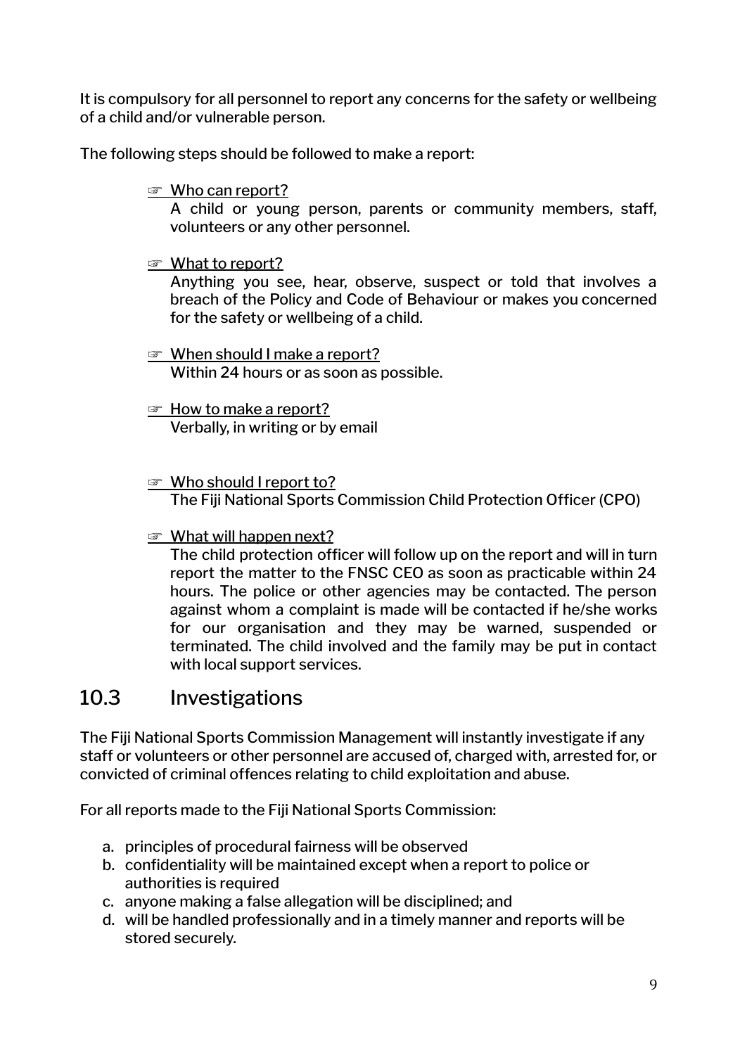It is compulsory for all personnel to report any concerns for the safety or wellbeing of a child and/or vulnerable person.

The following steps should be followed to make a report:

- ☞ Who can report?
  A child or young person, parents or community members, staff, volunteers or any other personnel.

- ☞ What to report?
  Anything you see, hear, observe, suspect or told that involves a breach of the Policy and Code of Behaviour or makes you concerned for the safety or wellbeing of a child.

- ☞ When should I make a report?
  Within 24 hours or as soon as possible.

- ☞ How to make a report?
  Verbally, in writing or by email

- ☞ Who should I report to?
  The Fiji National Sports Commission Child Protection Officer (CPO)

- ☞ What will happen next?
  The child protection officer will follow up on the report and will in turn report the matter to the FNSC CEO as soon as practicable within 24 hours. The police or other agencies may be contacted. The person against whom a complaint is made will be contacted if he/she works for our organisation and they may be warned, suspended or terminated. The child involved and the family may be put in contact with local support services.

## 10.3 Investigations

The Fiji National Sports Commission Management will instantly investigate if any staff or volunteers or other personnel are accused of, charged with, arrested for, or convicted of criminal offences relating to child exploitation and abuse.

For all reports made to the Fiji National Sports Commission:

a. principles of procedural fairness will be observed
b. confidentiality will be maintained except when a report to police or authorities is required
c. anyone making a false allegation will be disciplined; and
d. will be handled professionally and in a timely manner and reports will be stored securely.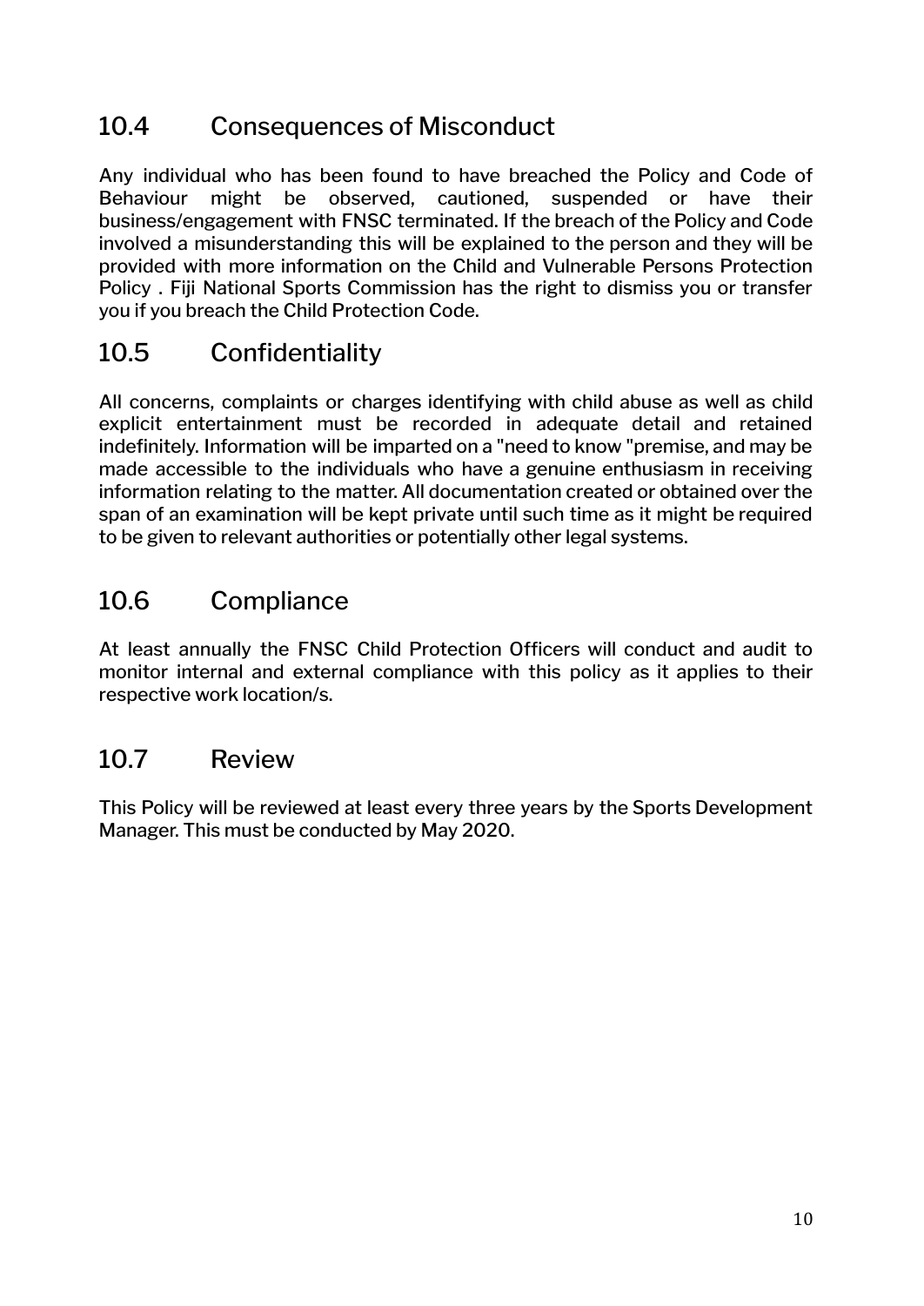## 10.4 Consequences of Misconduct

Any individual who has been found to have breached the Policy and Code of Behaviour might be observed, cautioned, suspended or have their business/engagement with FNSC terminated. If the breach of the Policy and Code involved a misunderstanding this will be explained to the person and they will be provided with more information on the Child and Vulnerable Persons Protection Policy . Fiji National Sports Commission has the right to dismiss you or transfer you if you breach the Child Protection Code.

## 10.5 Confidentiality

All concerns, complaints or charges identifying with child abuse as well as child explicit entertainment must be recorded in adequate detail and retained indefinitely. Information will be imparted on a "need to know "premise, and may be made accessible to the individuals who have a genuine enthusiasm in receiving information relating to the matter. All documentation created or obtained over the span of an examination will be kept private until such time as it might be required to be given to relevant authorities or potentially other legal systems.

## 10.6 Compliance

At least annually the FNSC Child Protection Officers will conduct and audit to monitor internal and external compliance with this policy as it applies to their respective work location/s.

## 10.7 Review

This Policy will be reviewed at least every three years by the Sports Development Manager. This must be conducted by May 2020.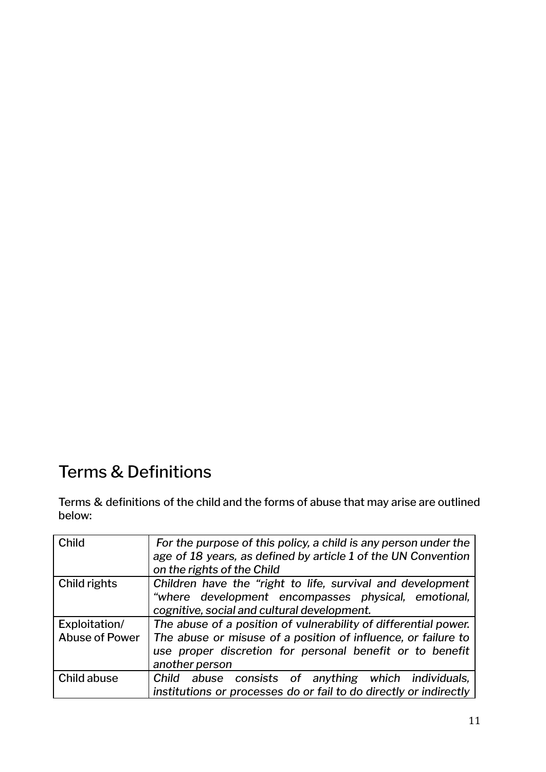## Terms & Definitions

Terms & definitions of the child and the forms of abuse that may arise are outlined below:

| Child | *For the purpose of this policy, a child is any person under the age of 18 years, as defined by article 1 of the UN Convention on the rights of the Child* |
|---|---|
| Child rights | *Children have the "right to life, survival and development "where development encompasses physical, emotional, cognitive, social and cultural development.* |
| Exploitation/ Abuse of Power | *The abuse of a position of vulnerability of differential power. The abuse or misuse of a position of influence, or failure to use proper discretion for personal benefit or to benefit another person* |
| Child abuse | *Child abuse consists of anything which individuals, institutions or processes do or fail to do directly or indirectly* |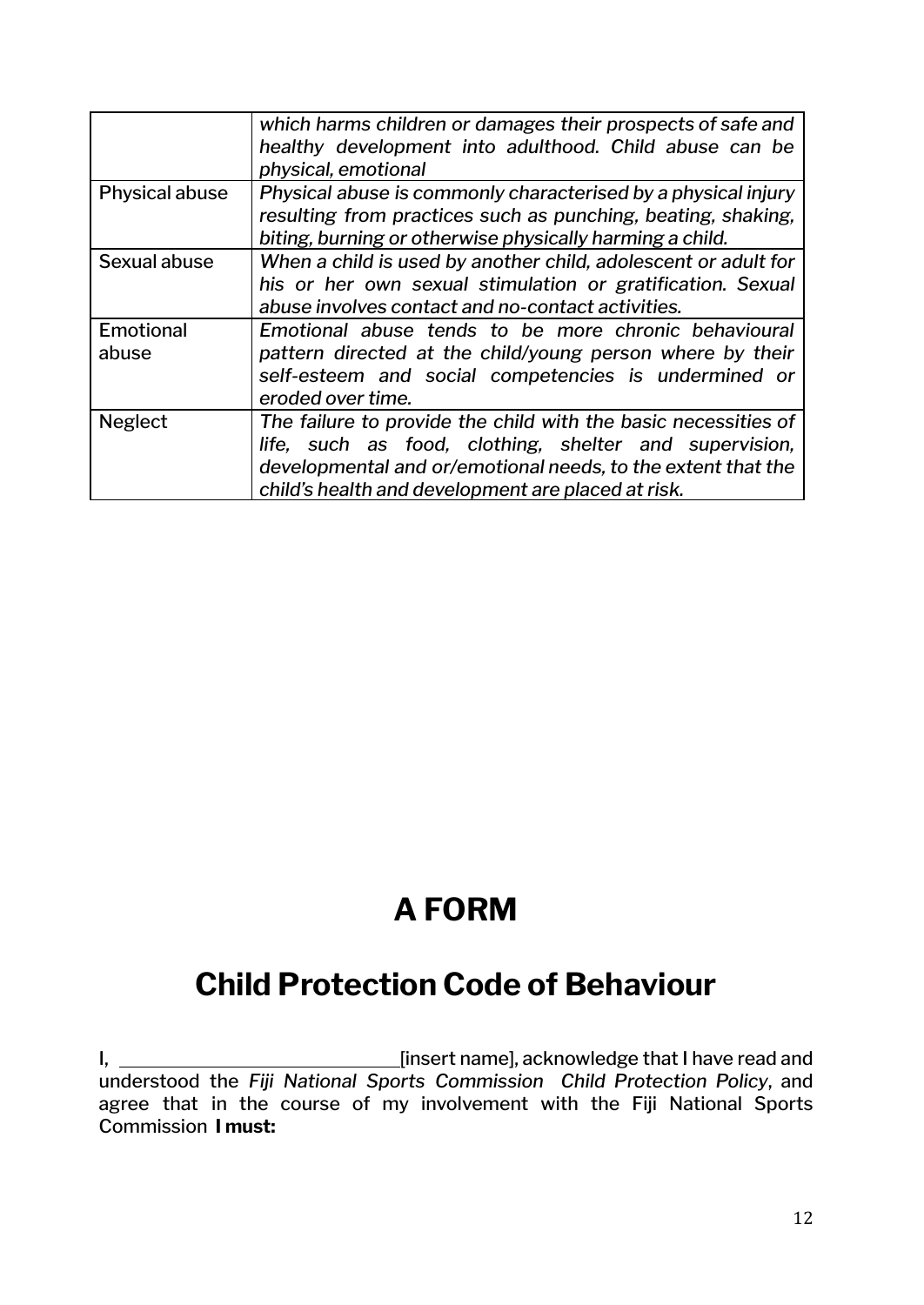| | |
|---|---|
| | *which harms children or damages their prospects of safe and healthy development into adulthood. Child abuse can be physical, emotional* |
| Physical abuse | *Physical abuse is commonly characterised by a physical injury resulting from practices such as punching, beating, shaking, biting, burning or otherwise physically harming a child.* |
| Sexual abuse | *When a child is used by another child, adolescent or adult for his or her own sexual stimulation or gratification. Sexual abuse involves contact and no-contact activities.* |
| Emotional abuse | *Emotional abuse tends to be more chronic behavioural pattern directed at the child/young person where by their self-esteem and social competencies is undermined or eroded over time.* |
| Neglect | *The failure to provide the child with the basic necessities of life, such as food, clothing, shelter and supervision, developmental and or/emotional needs, to the extent that the child's health and development are placed at risk.* |

# A FORM

# Child Protection Code of Behaviour

I, ______________________________[insert name], acknowledge that I have read and understood the *Fiji National Sports Commission Child Protection Policy*, and agree that in the course of my involvement with the Fiji National Sports Commission **I must:**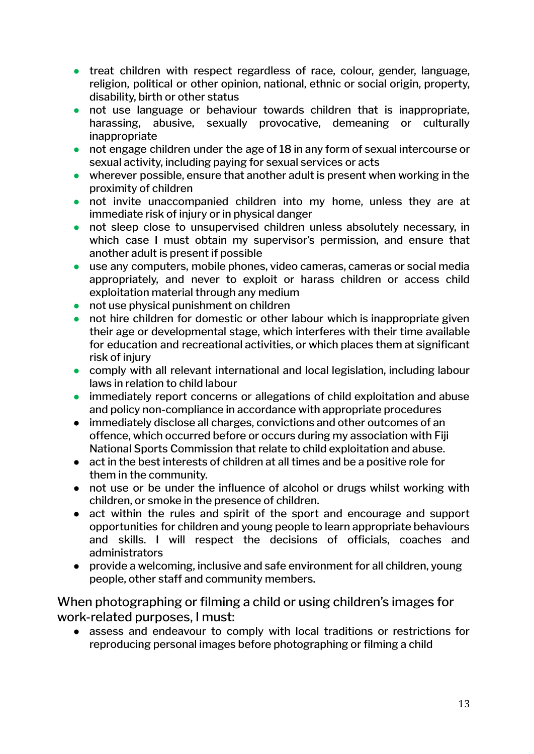- treat children with respect regardless of race, colour, gender, language, religion, political or other opinion, national, ethnic or social origin, property, disability, birth or other status
- not use language or behaviour towards children that is inappropriate, harassing, abusive, sexually provocative, demeaning or culturally inappropriate
- not engage children under the age of 18 in any form of sexual intercourse or sexual activity, including paying for sexual services or acts
- wherever possible, ensure that another adult is present when working in the proximity of children
- not invite unaccompanied children into my home, unless they are at immediate risk of injury or in physical danger
- not sleep close to unsupervised children unless absolutely necessary, in which case I must obtain my supervisor's permission, and ensure that another adult is present if possible
- use any computers, mobile phones, video cameras, cameras or social media appropriately, and never to exploit or harass children or access child exploitation material through any medium
- not use physical punishment on children
- not hire children for domestic or other labour which is inappropriate given their age or developmental stage, which interferes with their time available for education and recreational activities, or which places them at significant risk of injury
- comply with all relevant international and local legislation, including labour laws in relation to child labour
- immediately report concerns or allegations of child exploitation and abuse and policy non-compliance in accordance with appropriate procedures
- immediately disclose all charges, convictions and other outcomes of an offence, which occurred before or occurs during my association with Fiji National Sports Commission that relate to child exploitation and abuse.
- act in the best interests of children at all times and be a positive role for them in the community.
- not use or be under the influence of alcohol or drugs whilst working with children, or smoke in the presence of children.
- act within the rules and spirit of the sport and encourage and support opportunities for children and young people to learn appropriate behaviours and skills. I will respect the decisions of officials, coaches and administrators
- provide a welcoming, inclusive and safe environment for all children, young people, other staff and community members.

When photographing or filming a child or using children's images for work-related purposes, I must:

- assess and endeavour to comply with local traditions or restrictions for reproducing personal images before photographing or filming a child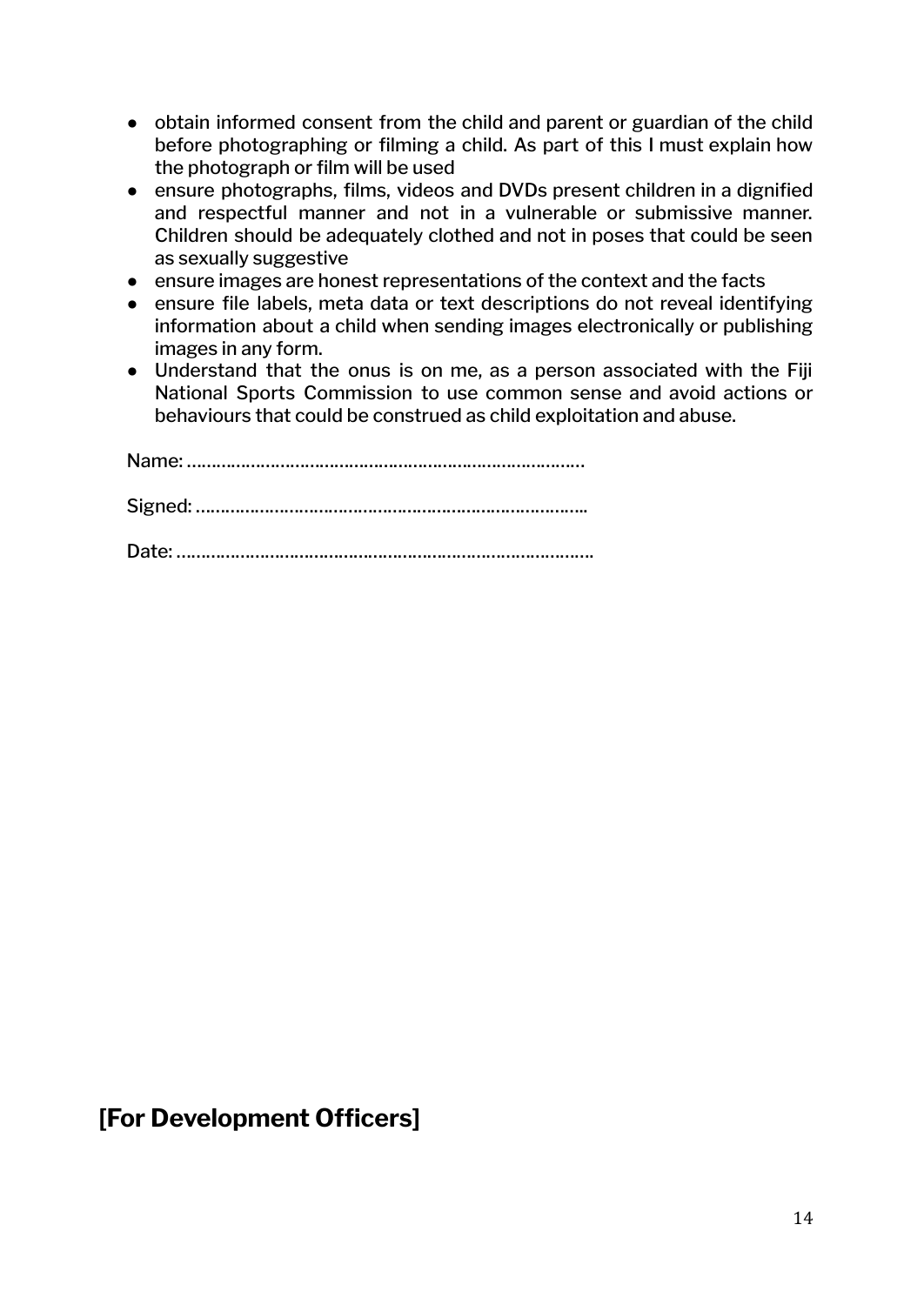- obtain informed consent from the child and parent or guardian of the child before photographing or filming a child. As part of this I must explain how the photograph or film will be used
- ensure photographs, films, videos and DVDs present children in a dignified and respectful manner and not in a vulnerable or submissive manner. Children should be adequately clothed and not in poses that could be seen as sexually suggestive
- ensure images are honest representations of the context and the facts
- ensure file labels, meta data or text descriptions do not reveal identifying information about a child when sending images electronically or publishing images in any form.
- Understand that the onus is on me, as a person associated with the Fiji National Sports Commission to use common sense and avoid actions or behaviours that could be construed as child exploitation and abuse.

Name: ………………………………………………………………………

Signed: ……………………………………………………………………..

Date: …………………………………………………………………………..

## [For Development Officers]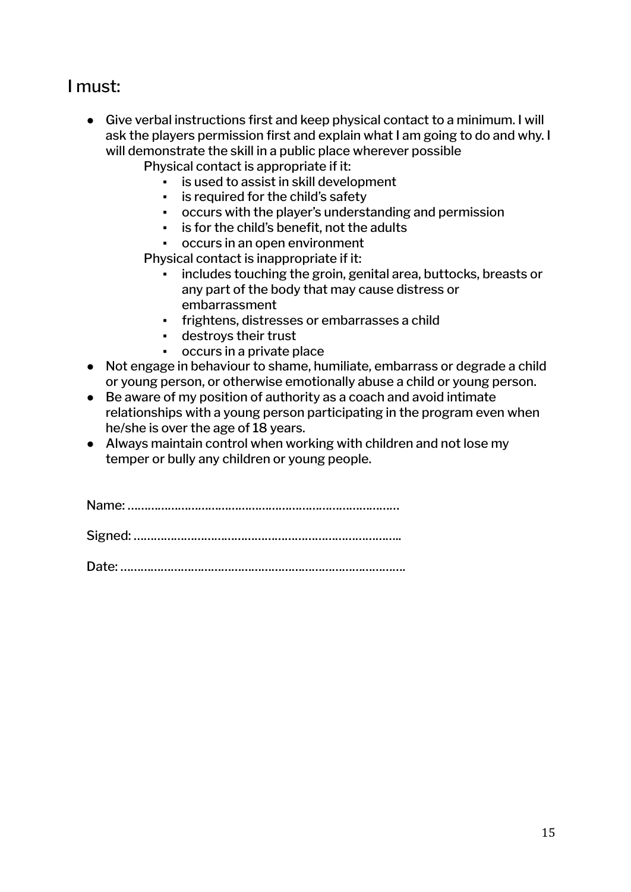## I must:

- Give verbal instructions first and keep physical contact to a minimum. I will ask the players permission first and explain what I am going to do and why. I will demonstrate the skill in a public place wherever possible

  Physical contact is appropriate if it:
  - is used to assist in skill development
  - is required for the child's safety
  - occurs with the player's understanding and permission
  - is for the child's benefit, not the adults
  - occurs in an open environment

  Physical contact is inappropriate if it:
  - includes touching the groin, genital area, buttocks, breasts or any part of the body that may cause distress or embarrassment
  - frightens, distresses or embarrasses a child
  - destroys their trust
  - occurs in a private place
- Not engage in behaviour to shame, humiliate, embarrass or degrade a child or young person, or otherwise emotionally abuse a child or young person.
- Be aware of my position of authority as a coach and avoid intimate relationships with a young person participating in the program even when he/she is over the age of 18 years.
- Always maintain control when working with children and not lose my temper or bully any children or young people.

Name: ………………………………………………………………………

Signed: ……………………………………………………………………..

Date: ………………………………………………………………………….